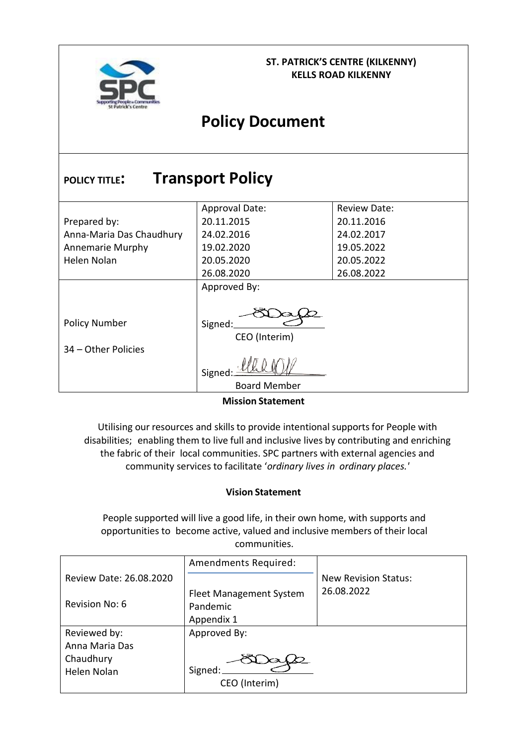**ST. PATRICK'S CENTRE (KILKENNY)**
**KELLS ROAD KILKENNY**

# Policy Document

## POLICY TITLE: Transport Policy

| Prepared by: | Approval Date: | Review Date: |
|---|---|---|
| Anna-Maria Das Chaudhury | 20.11.2015 | 20.11.2016 |
| Annemarie Murphy | 24.02.2016 | 24.02.2017 |
| Helen Nolan | 19.02.2020 | 19.05.2022 |
| | 20.05.2020 | 20.05.2022 |
| | 26.08.2020 | 26.08.2022 |
| Policy Number | Approved By: | |
| 34 – Other Policies | Signed: CEO (Interim) | |
| | Signed: Board Member | |

**Mission Statement**

Utilising our resources and skills to provide intentional supports for People with disabilities; enabling them to live full and inclusive lives by contributing and enriching the fabric of their local communities. SPC partners with external agencies and community services to facilitate '*ordinary lives in ordinary places.'*

**Vision Statement**

People supported will live a good life, in their own home, with supports and opportunities to become active, valued and inclusive members of their local communities.

| Review Date: 26.08.2020<br><br>Revision No: 6 | Amendments Required:<br><br>Fleet Management System<br>Pandemic<br>Appendix 1 | New Revision Status:<br>26.08.2022 |
|---|---|---|
| Reviewed by:<br>Anna Maria Das Chaudhury<br>Helen Nolan | Approved By:<br><br>Signed:<br>CEO (Interim) | |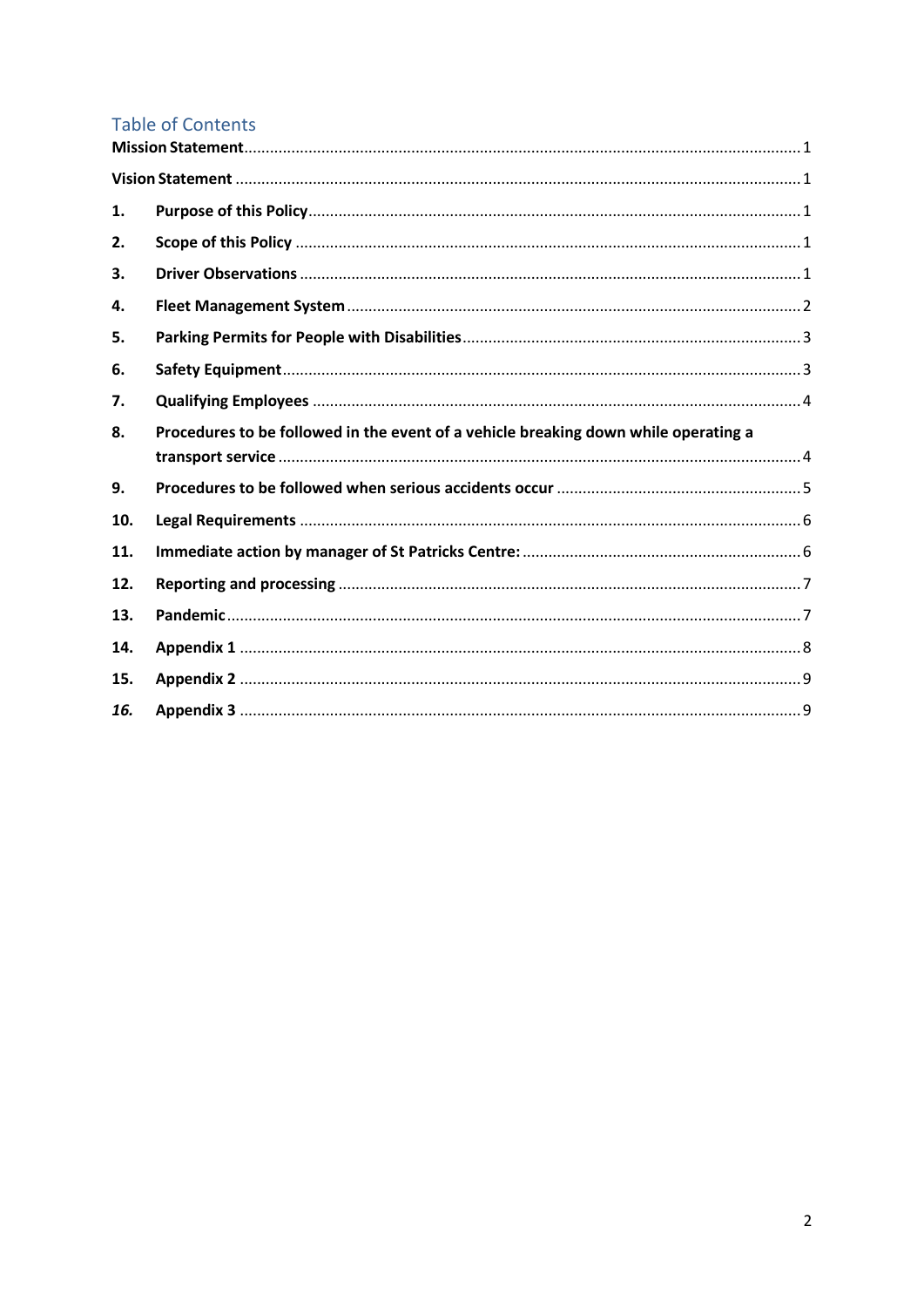## Table of Contents

**Mission Statement** ........ 1

**Vision Statement** ........ 1

1. **Purpose of this Policy** ........ 1
2. **Scope of this Policy** ........ 1
3. **Driver Observations** ........ 1
4. **Fleet Management System** ........ 2
5. **Parking Permits for People with Disabilities** ........ 3
6. **Safety Equipment** ........ 3
7. **Qualifying Employees** ........ 4
8. **Procedures to be followed in the event of a vehicle breaking down while operating a transport service** ........ 4
9. **Procedures to be followed when serious accidents occur** ........ 5
10. **Legal Requirements** ........ 6
11. **Immediate action by manager of St Patricks Centre:** ........ 6
12. **Reporting and processing** ........ 7
13. **Pandemic** ........ 7
14. **Appendix 1** ........ 8
15. **Appendix 2** ........ 9
16. **Appendix 3** ........ 9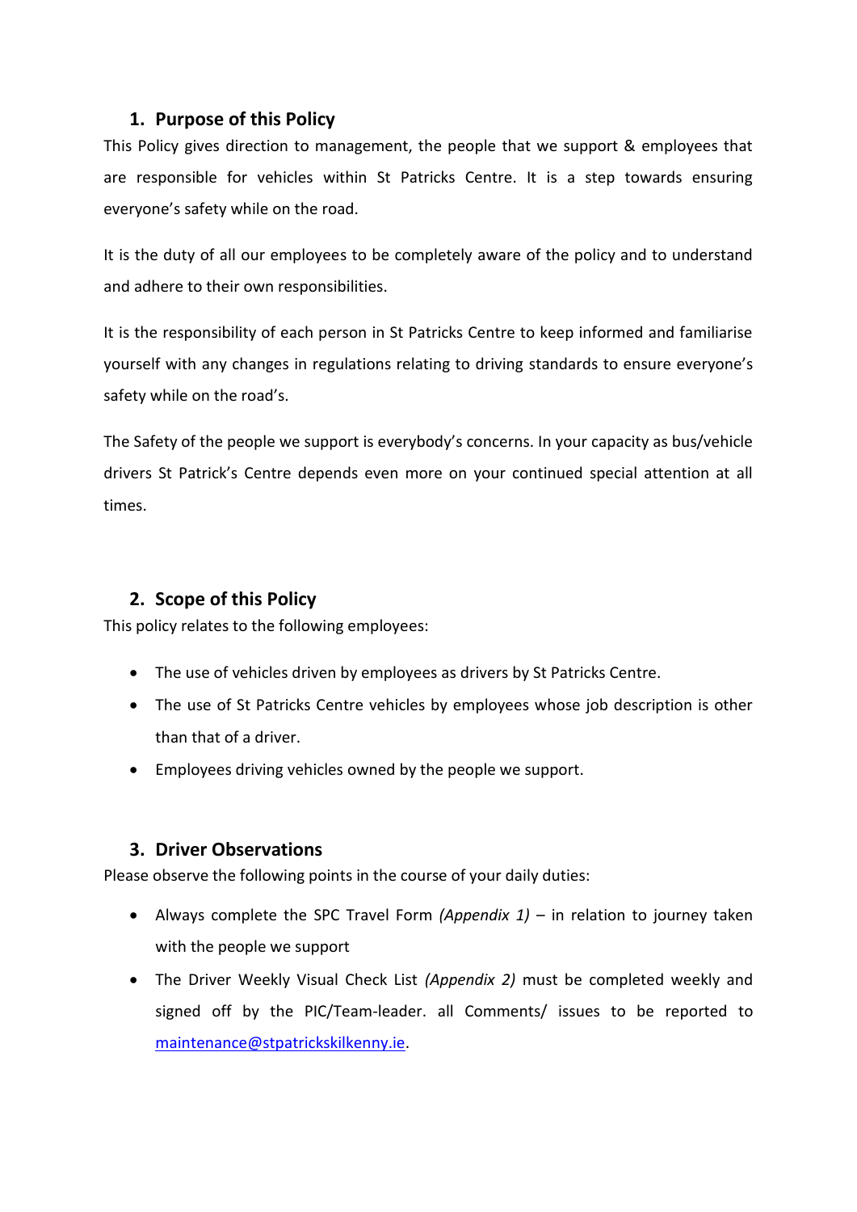## 1. Purpose of this Policy

This Policy gives direction to management, the people that we support & employees that are responsible for vehicles within St Patricks Centre. It is a step towards ensuring everyone's safety while on the road.

It is the duty of all our employees to be completely aware of the policy and to understand and adhere to their own responsibilities.

It is the responsibility of each person in St Patricks Centre to keep informed and familiarise yourself with any changes in regulations relating to driving standards to ensure everyone's safety while on the road's.

The Safety of the people we support is everybody's concerns. In your capacity as bus/vehicle drivers St Patrick's Centre depends even more on your continued special attention at all times.

## 2. Scope of this Policy

This policy relates to the following employees:

- The use of vehicles driven by employees as drivers by St Patricks Centre.
- The use of St Patricks Centre vehicles by employees whose job description is other than that of a driver.
- Employees driving vehicles owned by the people we support.

## 3. Driver Observations

Please observe the following points in the course of your daily duties:

- Always complete the SPC Travel Form *(Appendix 1)* – in relation to journey taken with the people we support
- The Driver Weekly Visual Check List *(Appendix 2)* must be completed weekly and signed off by the PIC/Team-leader. all Comments/ issues to be reported to [maintenance@stpatrickskilkenny.ie](mailto:maintenance@stpatrickskilkenny.ie).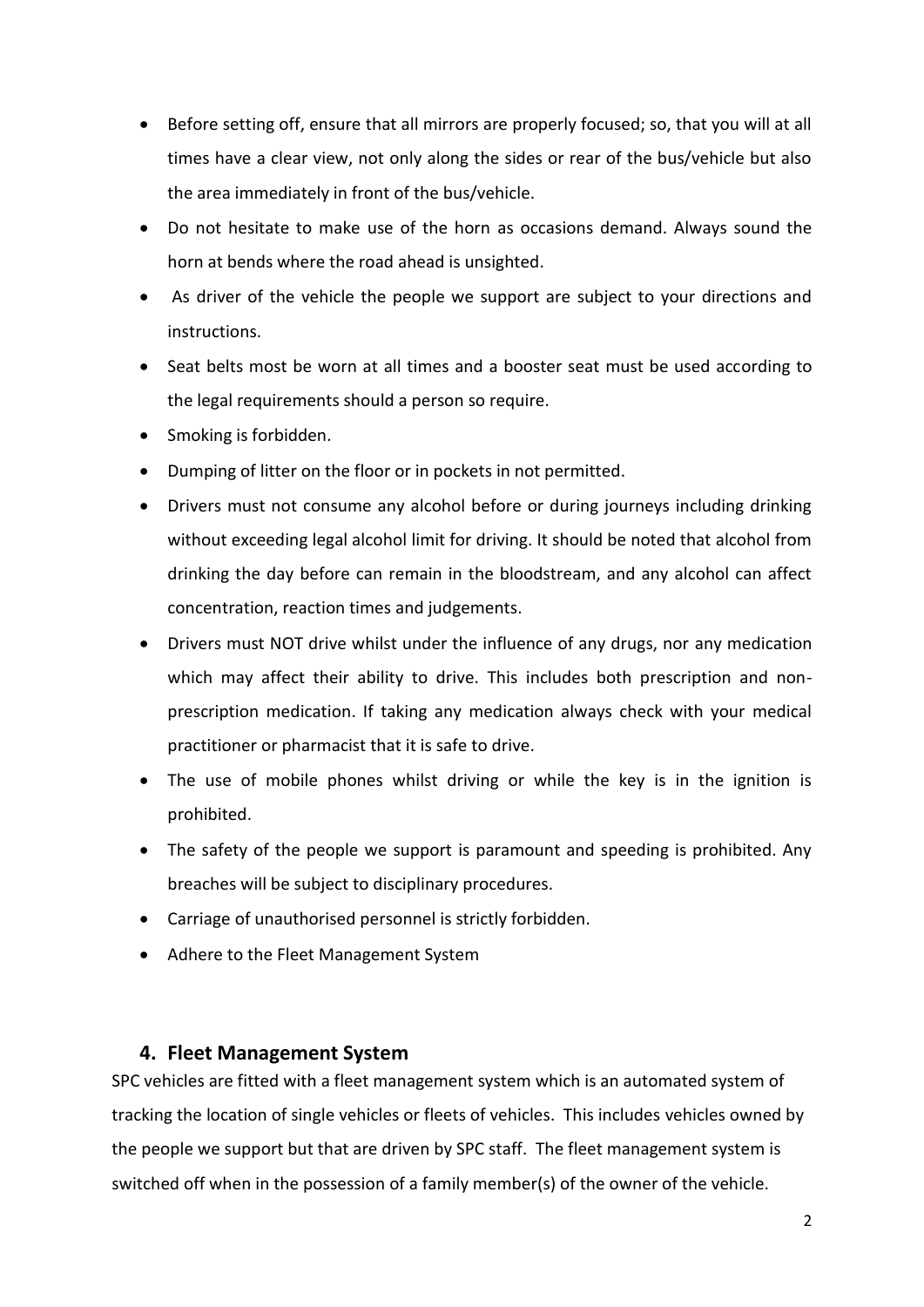- Before setting off, ensure that all mirrors are properly focused; so, that you will at all times have a clear view, not only along the sides or rear of the bus/vehicle but also the area immediately in front of the bus/vehicle.
- Do not hesitate to make use of the horn as occasions demand. Always sound the horn at bends where the road ahead is unsighted.
- As driver of the vehicle the people we support are subject to your directions and instructions.
- Seat belts most be worn at all times and a booster seat must be used according to the legal requirements should a person so require.
- Smoking is forbidden.
- Dumping of litter on the floor or in pockets in not permitted.
- Drivers must not consume any alcohol before or during journeys including drinking without exceeding legal alcohol limit for driving. It should be noted that alcohol from drinking the day before can remain in the bloodstream, and any alcohol can affect concentration, reaction times and judgements.
- Drivers must NOT drive whilst under the influence of any drugs, nor any medication which may affect their ability to drive. This includes both prescription and non-prescription medication. If taking any medication always check with your medical practitioner or pharmacist that it is safe to drive.
- The use of mobile phones whilst driving or while the key is in the ignition is prohibited.
- The safety of the people we support is paramount and speeding is prohibited. Any breaches will be subject to disciplinary procedures.
- Carriage of unauthorised personnel is strictly forbidden.
- Adhere to the Fleet Management System

## 4. Fleet Management System

SPC vehicles are fitted with a fleet management system which is an automated system of tracking the location of single vehicles or fleets of vehicles. This includes vehicles owned by the people we support but that are driven by SPC staff. The fleet management system is switched off when in the possession of a family member(s) of the owner of the vehicle.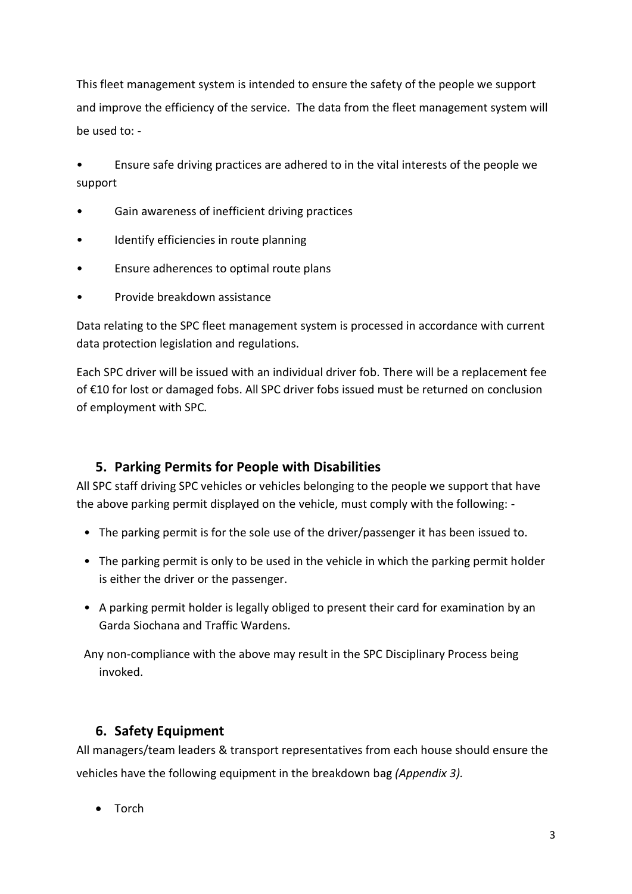This fleet management system is intended to ensure the safety of the people we support and improve the efficiency of the service. The data from the fleet management system will be used to: -

- Ensure safe driving practices are adhered to in the vital interests of the people we support
- Gain awareness of inefficient driving practices
- Identify efficiencies in route planning
- Ensure adherences to optimal route plans
- Provide breakdown assistance

Data relating to the SPC fleet management system is processed in accordance with current data protection legislation and regulations.

Each SPC driver will be issued with an individual driver fob. There will be a replacement fee of €10 for lost or damaged fobs. All SPC driver fobs issued must be returned on conclusion of employment with SPC.

## 5. Parking Permits for People with Disabilities

All SPC staff driving SPC vehicles or vehicles belonging to the people we support that have the above parking permit displayed on the vehicle, must comply with the following: -

- The parking permit is for the sole use of the driver/passenger it has been issued to.
- The parking permit is only to be used in the vehicle in which the parking permit holder is either the driver or the passenger.
- A parking permit holder is legally obliged to present their card for examination by an Garda Siochana and Traffic Wardens.

Any non-compliance with the above may result in the SPC Disciplinary Process being invoked.

## 6. Safety Equipment

All managers/team leaders & transport representatives from each house should ensure the vehicles have the following equipment in the breakdown bag *(Appendix 3).*

- Torch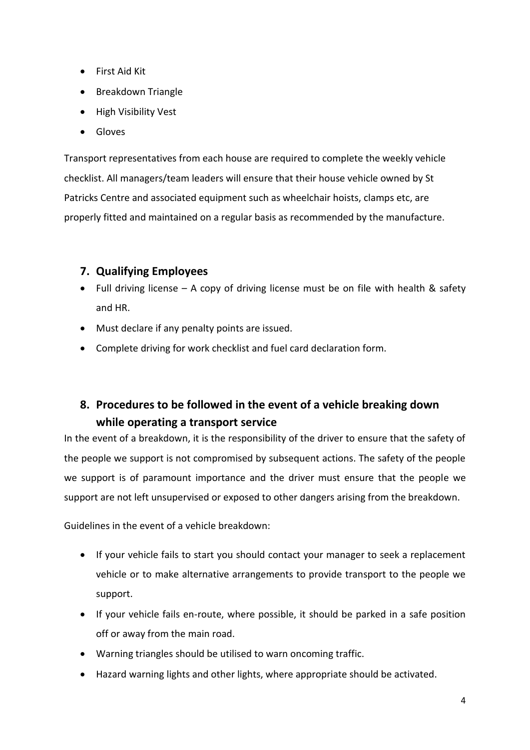- First Aid Kit
- Breakdown Triangle
- High Visibility Vest
- Gloves

Transport representatives from each house are required to complete the weekly vehicle checklist. All managers/team leaders will ensure that their house vehicle owned by St Patricks Centre and associated equipment such as wheelchair hoists, clamps etc, are properly fitted and maintained on a regular basis as recommended by the manufacture.

## 7. Qualifying Employees

- Full driving license – A copy of driving license must be on file with health & safety and HR.
- Must declare if any penalty points are issued.
- Complete driving for work checklist and fuel card declaration form.

## 8. Procedures to be followed in the event of a vehicle breaking down while operating a transport service

In the event of a breakdown, it is the responsibility of the driver to ensure that the safety of the people we support is not compromised by subsequent actions. The safety of the people we support is of paramount importance and the driver must ensure that the people we support are not left unsupervised or exposed to other dangers arising from the breakdown.

Guidelines in the event of a vehicle breakdown:

- If your vehicle fails to start you should contact your manager to seek a replacement vehicle or to make alternative arrangements to provide transport to the people we support.
- If your vehicle fails en-route, where possible, it should be parked in a safe position off or away from the main road.
- Warning triangles should be utilised to warn oncoming traffic.
- Hazard warning lights and other lights, where appropriate should be activated.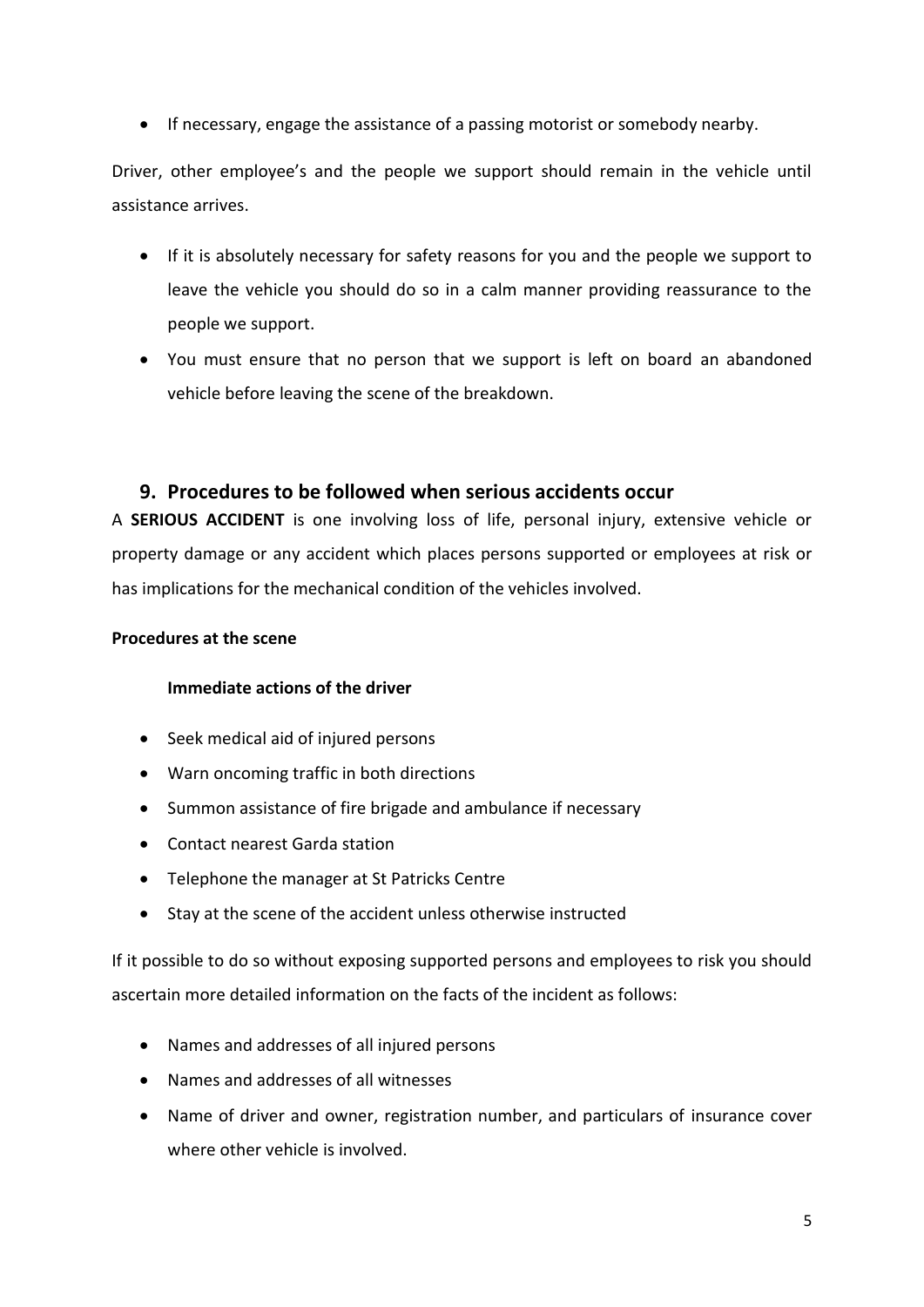- If necessary, engage the assistance of a passing motorist or somebody nearby.

Driver, other employee's and the people we support should remain in the vehicle until assistance arrives.

- If it is absolutely necessary for safety reasons for you and the people we support to leave the vehicle you should do so in a calm manner providing reassurance to the people we support.
- You must ensure that no person that we support is left on board an abandoned vehicle before leaving the scene of the breakdown.

## 9. Procedures to be followed when serious accidents occur

A **SERIOUS ACCIDENT** is one involving loss of life, personal injury, extensive vehicle or property damage or any accident which places persons supported or employees at risk or has implications for the mechanical condition of the vehicles involved.

**Procedures at the scene**

**Immediate actions of the driver**

- Seek medical aid of injured persons
- Warn oncoming traffic in both directions
- Summon assistance of fire brigade and ambulance if necessary
- Contact nearest Garda station
- Telephone the manager at St Patricks Centre
- Stay at the scene of the accident unless otherwise instructed

If it possible to do so without exposing supported persons and employees to risk you should ascertain more detailed information on the facts of the incident as follows:

- Names and addresses of all injured persons
- Names and addresses of all witnesses
- Name of driver and owner, registration number, and particulars of insurance cover where other vehicle is involved.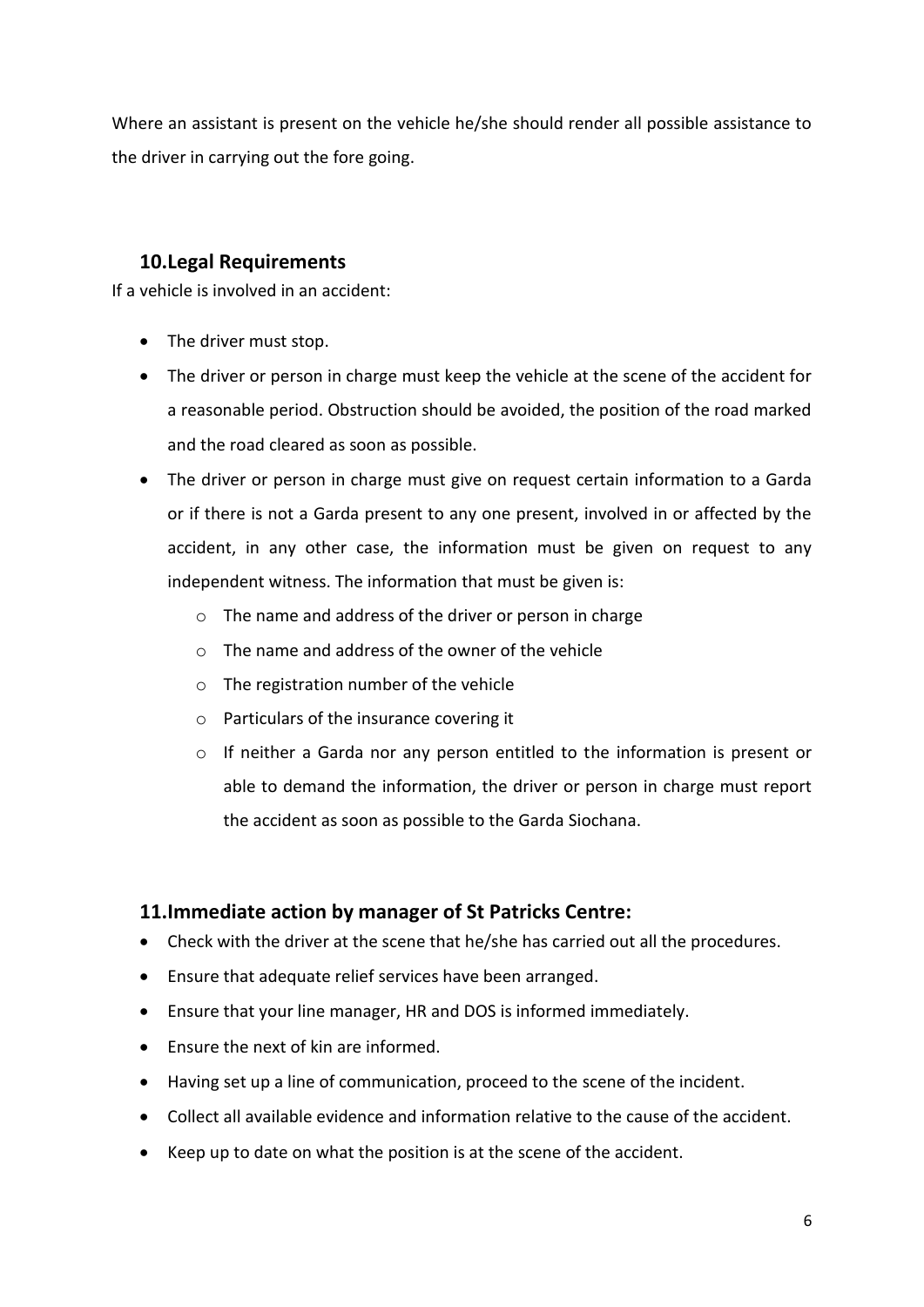Where an assistant is present on the vehicle he/she should render all possible assistance to the driver in carrying out the fore going.

## 10.Legal Requirements

If a vehicle is involved in an accident:

- The driver must stop.
- The driver or person in charge must keep the vehicle at the scene of the accident for a reasonable period. Obstruction should be avoided, the position of the road marked and the road cleared as soon as possible.
- The driver or person in charge must give on request certain information to a Garda or if there is not a Garda present to any one present, involved in or affected by the accident, in any other case, the information must be given on request to any independent witness. The information that must be given is:
    - The name and address of the driver or person in charge
    - The name and address of the owner of the vehicle
    - The registration number of the vehicle
    - Particulars of the insurance covering it
    - If neither a Garda nor any person entitled to the information is present or able to demand the information, the driver or person in charge must report the accident as soon as possible to the Garda Siochana.

## 11.Immediate action by manager of St Patricks Centre:

- Check with the driver at the scene that he/she has carried out all the procedures.
- Ensure that adequate relief services have been arranged.
- Ensure that your line manager, HR and DOS is informed immediately.
- Ensure the next of kin are informed.
- Having set up a line of communication, proceed to the scene of the incident.
- Collect all available evidence and information relative to the cause of the accident.
- Keep up to date on what the position is at the scene of the accident.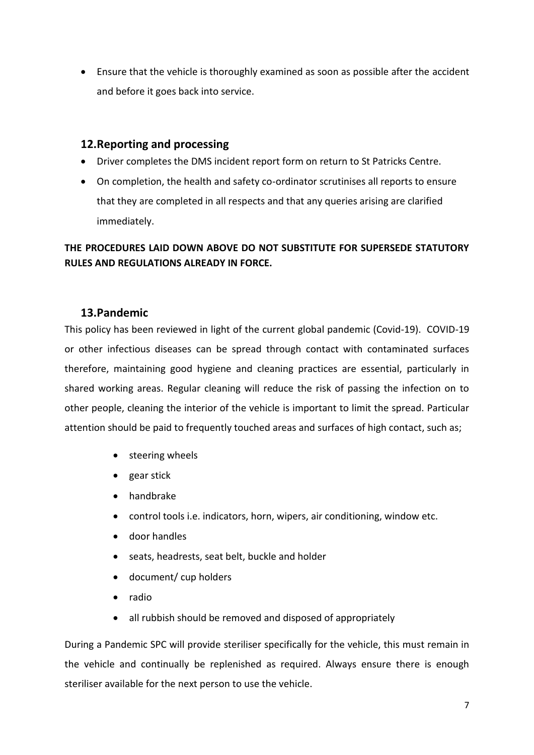- Ensure that the vehicle is thoroughly examined as soon as possible after the accident and before it goes back into service.

## 12. Reporting and processing

- Driver completes the DMS incident report form on return to St Patricks Centre.
- On completion, the health and safety co-ordinator scrutinises all reports to ensure that they are completed in all respects and that any queries arising are clarified immediately.

**THE PROCEDURES LAID DOWN ABOVE DO NOT SUBSTITUTE FOR SUPERSEDE STATUTORY RULES AND REGULATIONS ALREADY IN FORCE.**

## 13. Pandemic

This policy has been reviewed in light of the current global pandemic (Covid-19). COVID-19 or other infectious diseases can be spread through contact with contaminated surfaces therefore, maintaining good hygiene and cleaning practices are essential, particularly in shared working areas. Regular cleaning will reduce the risk of passing the infection on to other people, cleaning the interior of the vehicle is important to limit the spread. Particular attention should be paid to frequently touched areas and surfaces of high contact, such as;

- steering wheels
- gear stick
- handbrake
- control tools i.e. indicators, horn, wipers, air conditioning, window etc.
- door handles
- seats, headrests, seat belt, buckle and holder
- document/ cup holders
- radio
- all rubbish should be removed and disposed of appropriately

During a Pandemic SPC will provide steriliser specifically for the vehicle, this must remain in the vehicle and continually be replenished as required. Always ensure there is enough steriliser available for the next person to use the vehicle.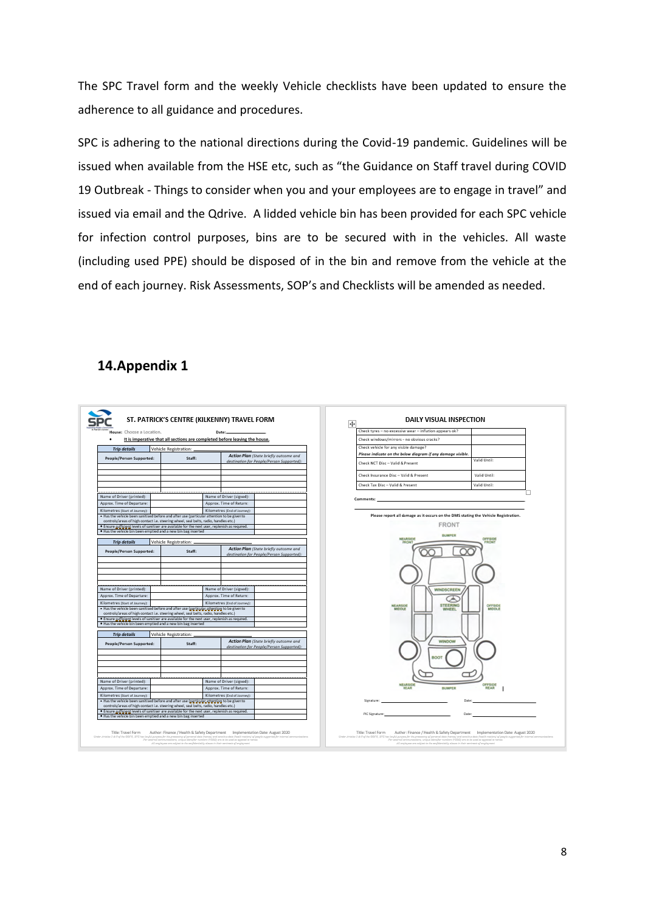The SPC Travel form and the weekly Vehicle checklists have been updated to ensure the adherence to all guidance and procedures.

SPC is adhering to the national directions during the Covid-19 pandemic. Guidelines will be issued when available from the HSE etc, such as "the Guidance on Staff travel during COVID 19 Outbreak - Things to consider when you and your employees are to engage in travel" and issued via email and the Qdrive. A lidded vehicle bin has been provided for each SPC vehicle for infection control purposes, bins are to be secured with in the vehicles. All waste (including used PPE) should be disposed of in the bin and remove from the vehicle at the end of each journey. Risk Assessments, SOP's and Checklists will be amended as needed.

## 14.Appendix 1

### ST. PATRICK'S CENTRE (KILKENNY) TRAVEL FORM

House: Choose a Location. Date:

- It is imperative that all sections are completed before leaving the house.

| Trip details | Vehicle Registration: | |
|---|---|---|
| People/Person Supported: | Staff: | *Action Plan (State briefly outcome and destination for People/Person Supported):* |
| | | |
| | | |
| | | |
| | | |

| Name of Driver (printed): | | Name of Driver (signed): | |
|---|---|---|---|
| Approx. Time of Departure: | | Approx. Time of Return: | |
| Kilometres (Start of Journey): | | Kilometres (End of Journey): | |
| • Has the vehicle been sanitised before and after use (particular attention to be given to controls/areas of high contact i.e. steering wheel, seat belts, radio, handles etc.) | | | |
| • Ensure sufficient levels of sanitiser are available for the next user, replenish as required. | | | |
| • Has the vehicle bin been emptied and a new bin bag inserted | | | |

| Trip details | Vehicle Registration: | |
|---|---|---|
| People/Person Supported: | Staff: | *Action Plan (State briefly outcome and destination for People/Person Supported):* |
| | | |
| | | |
| | | |
| | | |

| Name of Driver (printed): | | Name of Driver (signed): | |
|---|---|---|---|
| Approx. Time of Departure: | | Approx. Time of Return: | |
| Kilometres (Start of Journey): | | Kilometres (End of Journey): | |
| • Has the vehicle been sanitised before and after use (particular attention to be given to controls/areas of high contact i.e. steering wheel, seat belts, radio, handles etc.) | | | |
| • Ensure sufficient levels of sanitiser are available for the next user, replenish as required. | | | |
| • Has the vehicle bin been emptied and a new bin bag inserted | | | |

| Trip details | Vehicle Registration: | |
|---|---|---|
| People/Person Supported: | Staff: | *Action Plan (State briefly outcome and destination for People/Person Supported):* |
| | | |
| | | |
| | | |
| | | |

| Name of Driver (printed): | | Name of Driver (signed): | |
|---|---|---|---|
| Approx. Time of Departure: | | Approx. Time of Return: | |
| Kilometres (Start of Journey): | | Kilometres (End of Journey): | |
| • Has the vehicle been sanitised before and after use (particular attention to be given to controls/areas of high contact i.e. steering wheel, seat belts, radio, handles etc.) | | | |
| • Ensure sufficient levels of sanitiser are available for the next user, replenish as required. | | | |
| • Has the vehicle bin been emptied and a new bin bag inserted | | | |

Title: Travel Form Author: Finance / Health & Safety Department Implementation Date: August 2020

### DAILY VISUAL INSPECTION

| | |
|---|---|
| Check tyres – no excessive wear – inflation appears ok? | |
| Check windows/mirrors – no obvious cracks? | |
| Check vehicle for any visible damage? *Please indicate on the below diagram if any damage visible.* | |
| Check NCT Disc – Valid & Present | Valid Until: |
| Check Insurance Disc – Valid & Present | Valid Until: |
| Check Tax Disc – Valid & Present | Valid Until: |

Comments:

Please report all damage as it occurs on the DMS stating the Vehicle Registration.

FRONT

BUMPER

NEARSIDE FRONT | OFFSIDE FRONT

WINDSCREEN

STEERING WHEEL

NEARSIDE MIDDLE | OFFSIDE MIDDLE

WINDOW

BOOT

NEARSIDE REAR | BUMPER | OFFSIDE REAR

Signature: Date:

PIC Signature: Date:

Title: Travel Form Author: Finance / Health & Safety Department Implementation Date: August 2020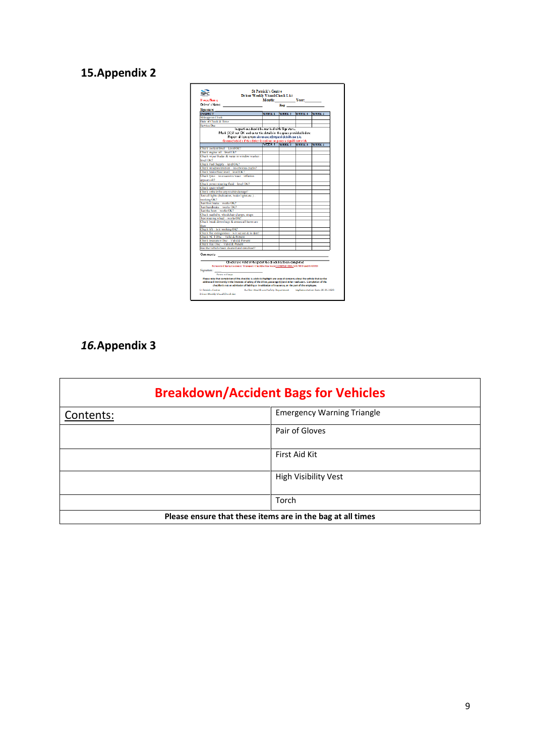## 15. Appendix 2

## *16.* Appendix 3

| Breakdown/Accident Bags for Vehicles | |
|---|---|
| Contents: | Emergency Warning Triangle |
| | Pair of Gloves |
| | First Aid Kit |
| | High Visibility Vest |
| | Torch |
| **Please ensure that these items are in the bag at all times** | |